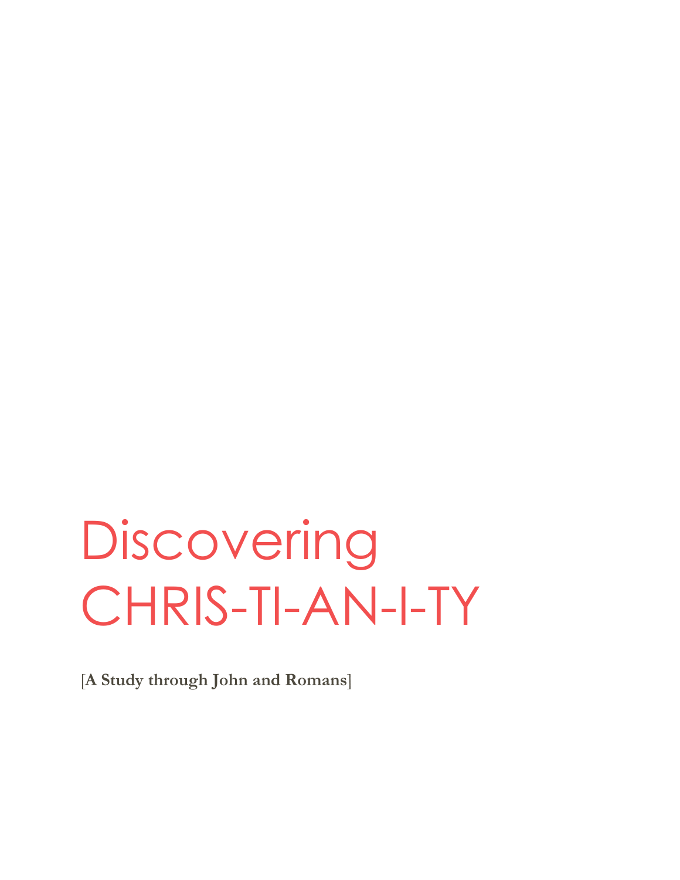# Discovering CHRIS-TI-AN-I-TY

[**A Study through John and Romans**]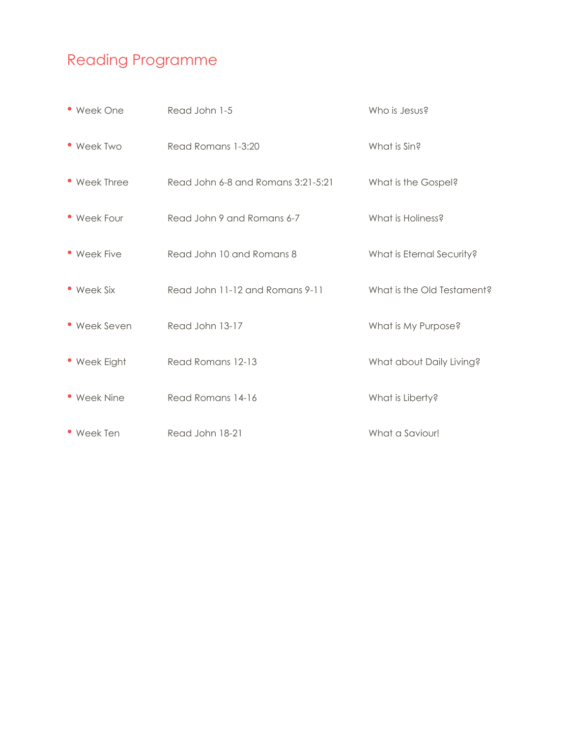## Reading Programme

- Week One — Read John 1-5 — Who is Jesus?
- Week Two — Read Romans 1-3:20 — What is Sin?
- Week Three — Read John 6-8 and Romans 3:21-5:21 — What is the Gospel?
- Week Four — Read John 9 and Romans 6-7 — What is Holiness?
- Week Five — Read John 10 and Romans 8 — What is Eternal Security?
- Week Six — Read John 11-12 and Romans 9-11 — What is the Old Testament?
- Week Seven — Read John 13-17 — What is My Purpose?
- Week Eight — Read Romans 12-13 — What about Daily Living?
- Week Nine — Read Romans 14-16 — What is Liberty?
- Week Ten — Read John 18-21 — What a Saviour!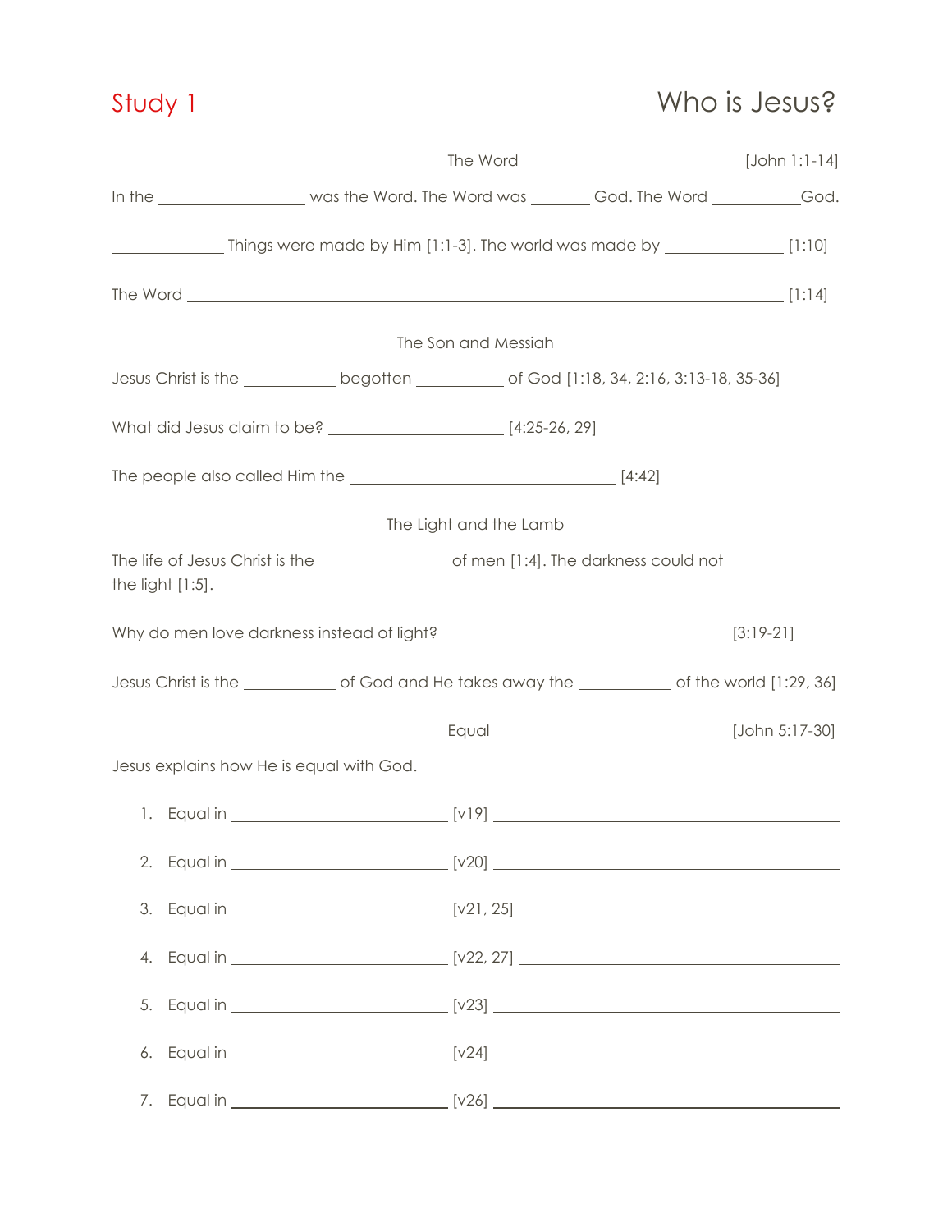## Study 1 — Who is Jesus?

### The Word [John 1:1-14]

In the ________________ was the Word. The Word was _______ God. The Word __________God.

____________ Things were made by Him [1:1-3]. The world was made by _____________ [1:10]

The Word ____________________________________________________________________ [1:14]

### The Son and Messiah

Jesus Christ is the __________ begotten __________ of God [1:18, 34, 2:16, 3:13-18, 35-36]

What did Jesus claim to be? ____________________ [4:25-26, 29]

The people also called Him the ______________________________ [4:42]

### The Light and the Lamb

The life of Jesus Christ is the ______________ of men [1:4]. The darkness could not ____________ the light [1:5].

Why do men love darkness instead of light? ________________________________ [3:19-21]

Jesus Christ is the __________ of God and He takes away the __________ of the world [1:29, 36]

### Equal [John 5:17-30]

Jesus explains how He is equal with God.

1. Equal in ________________________ [v19] ________________________________________
2. Equal in ________________________ [v20] ________________________________________
3. Equal in ________________________ [v21, 25] _____________________________________
4. Equal in ________________________ [v22, 27] _____________________________________
5. Equal in ________________________ [v23] ________________________________________
6. Equal in ________________________ [v24] ________________________________________
7. Equal in ________________________ [v26] ________________________________________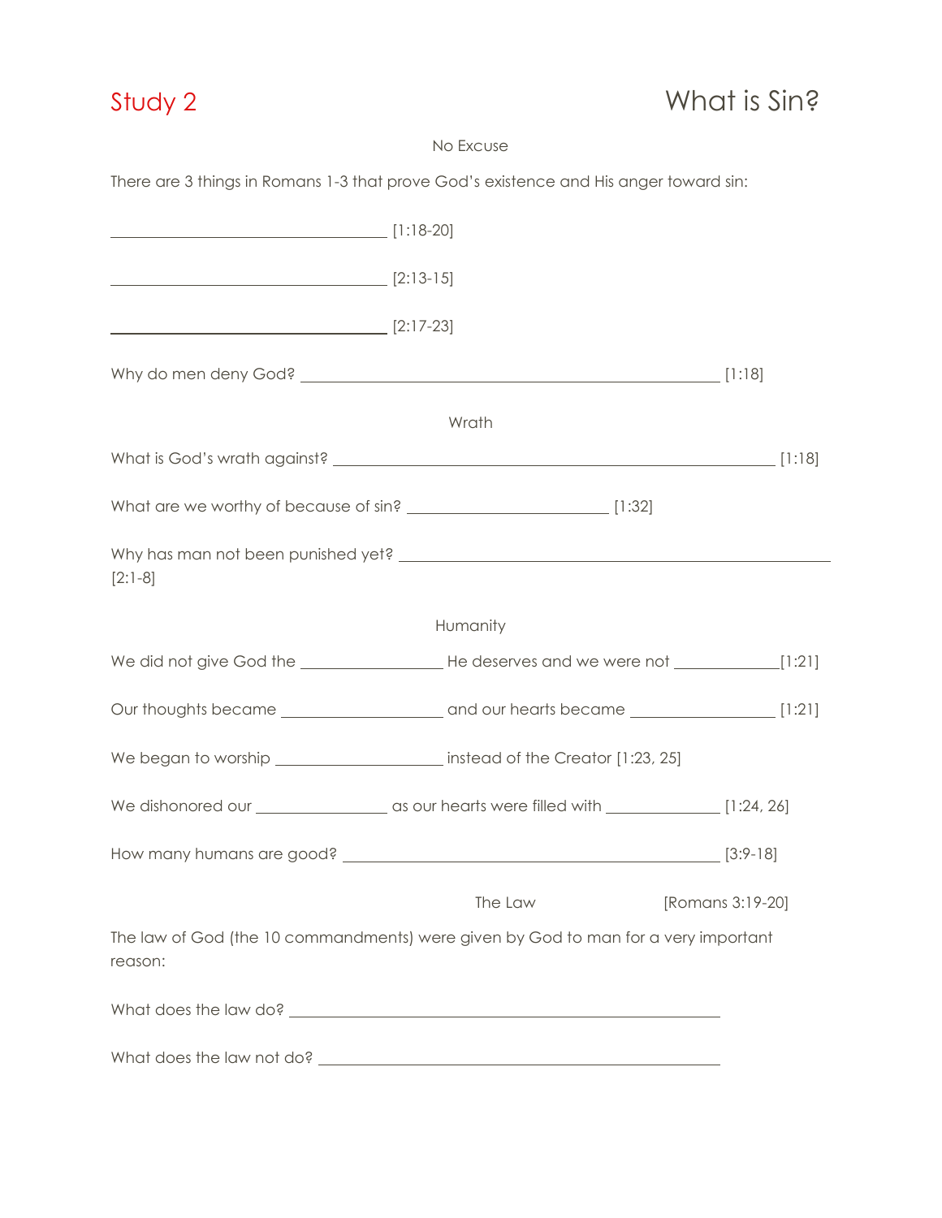# Study 2 — What is Sin?

### No Excuse

There are 3 things in Romans 1-3 that prove God's existence and His anger toward sin:

______________________________ [1:18-20]

______________________________ [2:13-15]

______________________________ [2:17-23]

Why do men deny God? ______________________________________________ [1:18]

### Wrath

What is God's wrath against? ______________________________________________ [1:18]

What are we worthy of because of sin? ______________________ [1:32]

Why has man not been punished yet? ______________________________________________ [2:1-8]

### Humanity

We did not give God the _______________ He deserves and we were not ___________ [1:21]

Our thoughts became _________________ and our hearts became ________________ [1:21]

We began to worship __________________ instead of the Creator [1:23, 25]

We dishonored our ______________ as our hearts were filled with ____________ [1:24, 26]

How many humans are good? __________________________________________ [3:9-18]

### The Law [Romans 3:19-20]

The law of God (the 10 commandments) were given by God to man for a very important reason:

What does the law do? ______________________________________________

What does the law not do? ___________________________________________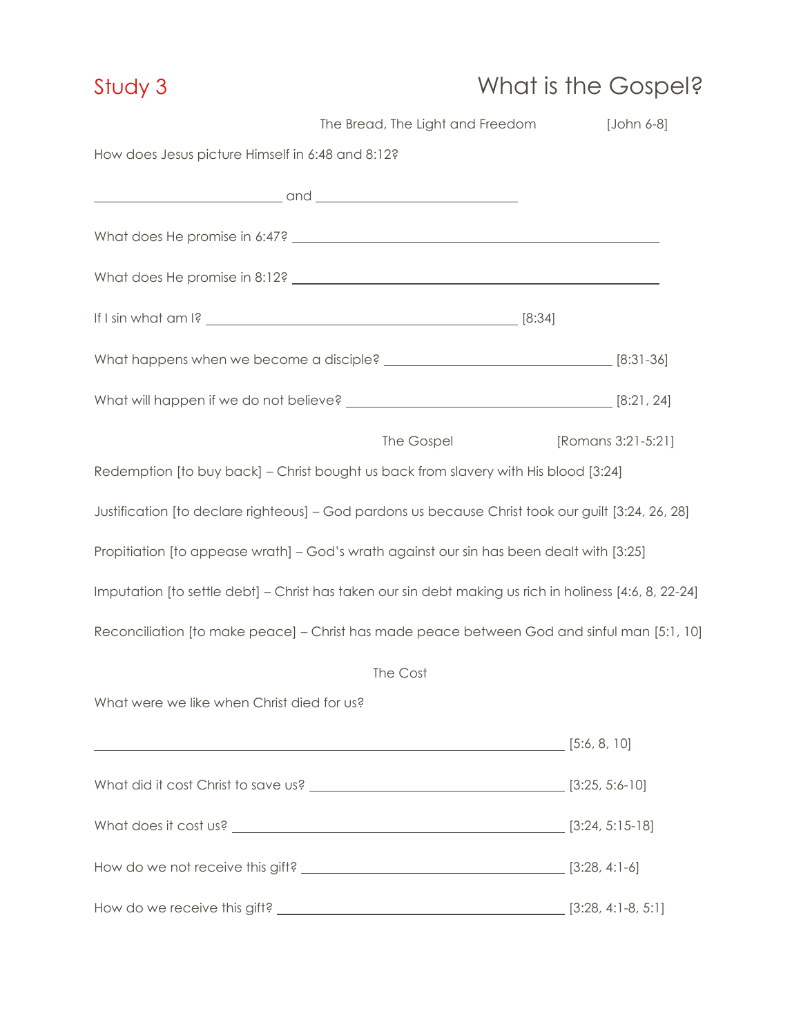# Study 3 — What is the Gospel?

### The Bread, The Light and Freedom [John 6-8]

How does Jesus picture Himself in 6:48 and 8:12?

____________________ and ____________________

What does He promise in 6:47? ________________________________________

What does He promise in 8:12? ________________________________________

If I sin what am I? ________________________________ [8:34]

What happens when we become a disciple? ________________________ [8:31-36]

What will happen if we do not believe? ____________________________ [8:21, 24]

### The Gospel [Romans 3:21-5:21]

Redemption [to buy back] – Christ bought us back from slavery with His blood [3:24]

Justification [to declare righteous] – God pardons us because Christ took our guilt [3:24, 26, 28]

Propitiation [to appease wrath] – God's wrath against our sin has been dealt with [3:25]

Imputation [to settle debt] – Christ has taken our sin debt making us rich in holiness [4:6, 8, 22-24]

Reconciliation [to make peace] – Christ has made peace between God and sinful man [5:1, 10]

### The Cost

What were we like when Christ died for us?

__________________________________________________ [5:6, 8, 10]

What did it cost Christ to save us? ____________________________ [3:25, 5:6-10]

What does it cost us? ________________________________________ [3:24, 5:15-18]

How do we not receive this gift? ____________________________ [3:28, 4:1-6]

How do we receive this gift? ________________________________ [3:28, 4:1-8, 5:1]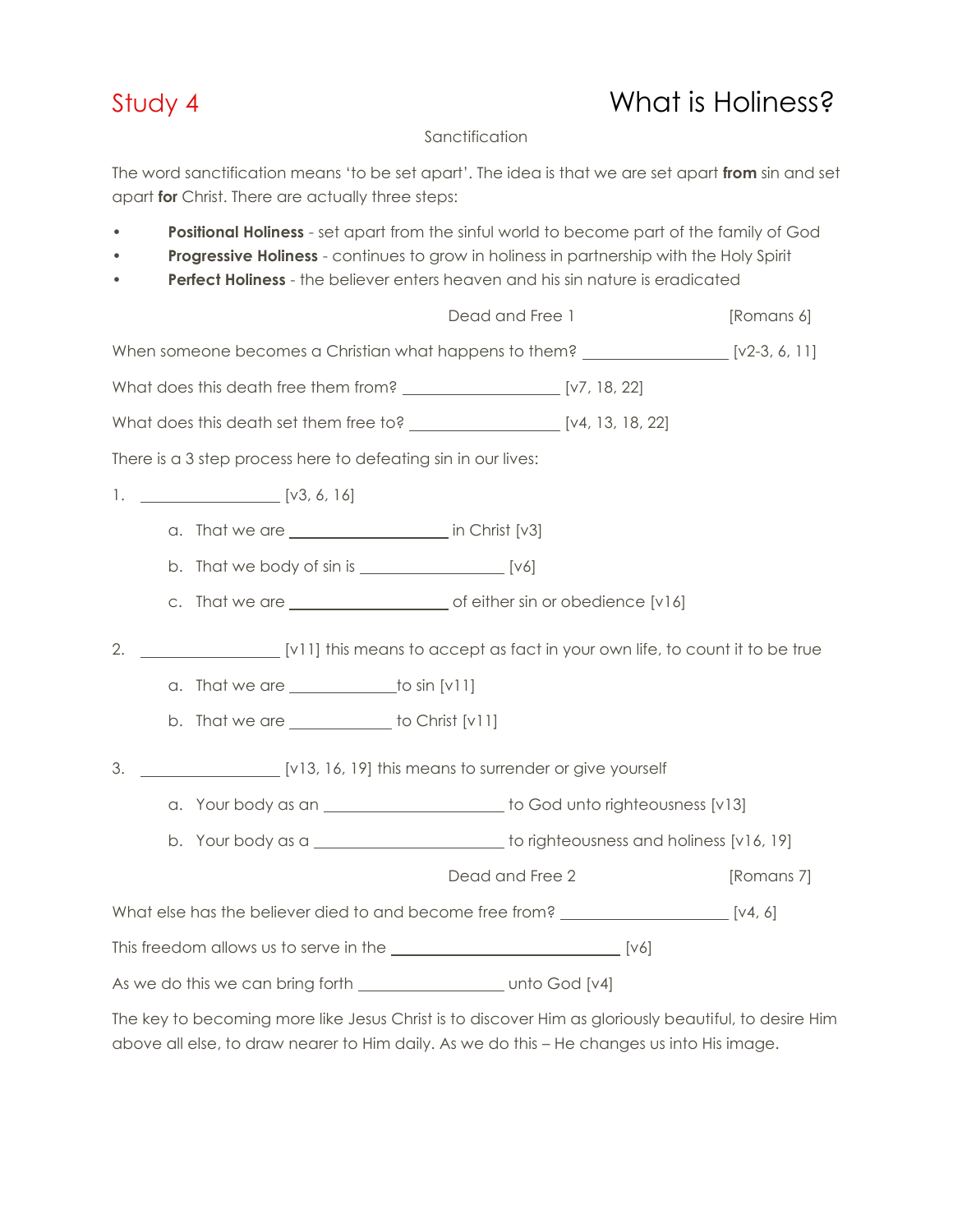# Study 4 — What is Holiness?

## Sanctification

The word sanctification means 'to be set apart'. The idea is that we are set apart **from** sin and set apart **for** Christ. There are actually three steps:

- **Positional Holiness** - set apart from the sinful world to become part of the family of God
- **Progressive Holiness** - continues to grow in holiness in partnership with the Holy Spirit
- **Perfect Holiness** - the believer enters heaven and his sin nature is eradicated

### Dead and Free 1 [Romans 6]

When someone becomes a Christian what happens to them? ________________ [v2-3, 6, 11]

What does this death free them from? ________________ [v7, 18, 22]

What does this death set them free to? ________________ [v4, 13, 18, 22]

There is a 3 step process here to defeating sin in our lives:

1. ________________ [v3, 6, 16]
   a. That we are ________________ in Christ [v3]
   b. That we body of sin is ________________ [v6]
   c. That we are ________________ of either sin or obedience [v16]

2. ________________ [v11] this means to accept as fact in your own life, to count it to be true
   a. That we are ____________to sin [v11]
   b. That we are ____________ to Christ [v11]

3. ________________ [v13, 16, 19] this means to surrender or give yourself
   a. Your body as an ________________ to God unto righteousness [v13]
   b. Your body as a ________________ to righteousness and holiness [v16, 19]

### Dead and Free 2 [Romans 7]

What else has the believer died to and become free from? ________________ [v4, 6]

This freedom allows us to serve in the ________________________ [v6]

As we do this we can bring forth ________________ unto God [v4]

The key to becoming more like Jesus Christ is to discover Him as gloriously beautiful, to desire Him above all else, to draw nearer to Him daily. As we do this – He changes us into His image.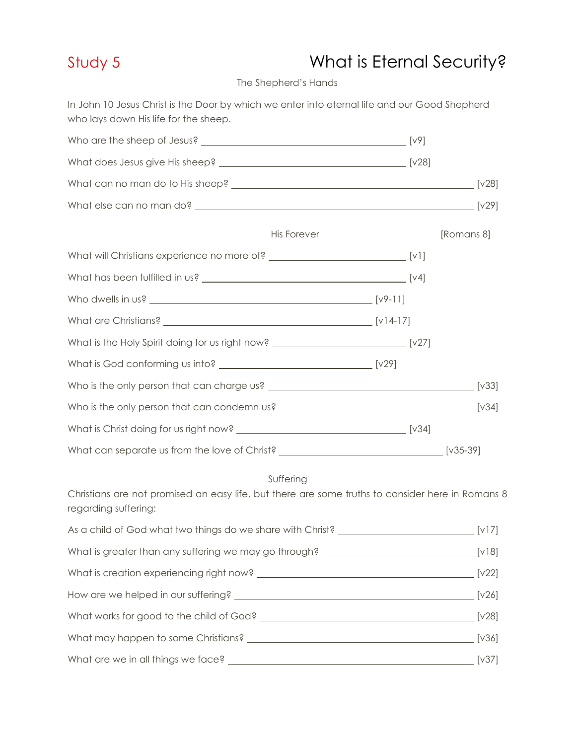## Study 5 — What is Eternal Security?

### The Shepherd's Hands

In John 10 Jesus Christ is the Door by which we enter into eternal life and our Good Shepherd who lays down His life for the sheep.

Who are the sheep of Jesus? ________________________________ [v9]

What does Jesus give His sheep? ________________________________ [v28]

What can no man do to His sheep? ________________________________ [v28]

What else can no man do? ________________________________ [v29]

### His Forever [Romans 8]

What will Christians experience no more of? ________________________ [v1]

What has been fulfilled in us? ________________________________ [v4]

Who dwells in us? ________________________________ [v9-11]

What are Christians? ________________________________ [v14-17]

What is the Holy Spirit doing for us right now? ________________________ [v27]

What is God conforming us into? ________________________ [v29]

Who is the only person that can charge us? ________________________________ [v33]

Who is the only person that can condemn us? ________________________________ [v34]

What is Christ doing for us right now? ________________________________ [v34]

What can separate us from the love of Christ? ________________________ [v35-39]

### Suffering

Christians are not promised an easy life, but there are some truths to consider here in Romans 8 regarding suffering:

As a child of God what two things do we share with Christ? ________________________ [v17]

What is greater than any suffering we may go through? ________________________ [v18]

What is creation experiencing right now? ________________________________ [v22]

How are we helped in our suffering? ________________________________ [v26]

What works for good to the child of God? ________________________________ [v28]

What may happen to some Christians? ________________________________ [v36]

What are we in all things we face? ________________________________ [v37]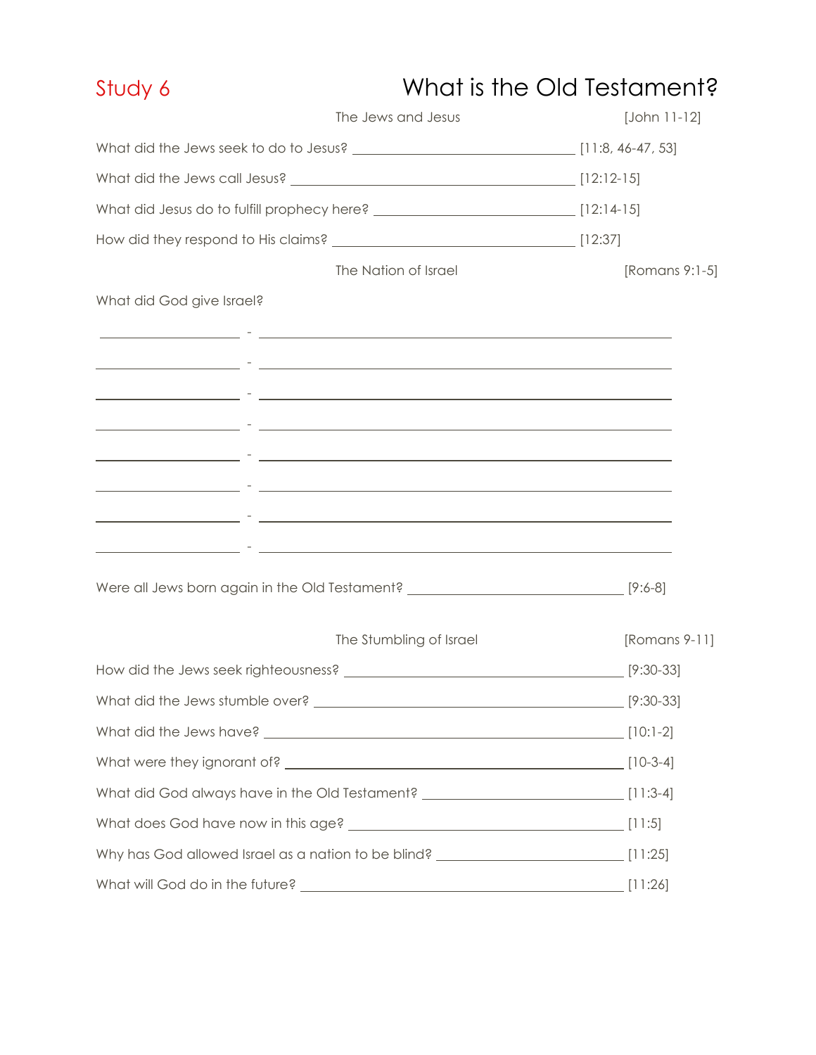# Study 6 — What is the Old Testament?

## The Jews and Jesus [John 11-12]

What did the Jews seek to do to Jesus? ______________________________ [11:8, 46-47, 53]

What did the Jews call Jesus? ______________________________ [12:12-15]

What did Jesus do to fulfill prophecy here? ______________________________ [12:14-15]

How did they respond to His claims? ______________________________ [12:37]

## The Nation of Israel [Romans 9:1-5]

What did God give Israel?

______________ - ______________________________

______________ - ______________________________

______________ - ______________________________

______________ - ______________________________

______________ - ______________________________

______________ - ______________________________

______________ - ______________________________

______________ - ______________________________

Were all Jews born again in the Old Testament? ______________________________ [9:6-8]

## The Stumbling of Israel [Romans 9-11]

How did the Jews seek righteousness? ______________________________ [9:30-33]

What did the Jews stumble over? ______________________________ [9:30-33]

What did the Jews have? ______________________________ [10:1-2]

What were they ignorant of? ______________________________ [10-3-4]

What did God always have in the Old Testament? ______________________________ [11:3-4]

What does God have now in this age? ______________________________ [11:5]

Why has God allowed Israel as a nation to be blind? ______________________________ [11:25]

What will God do in the future? ______________________________ [11:26]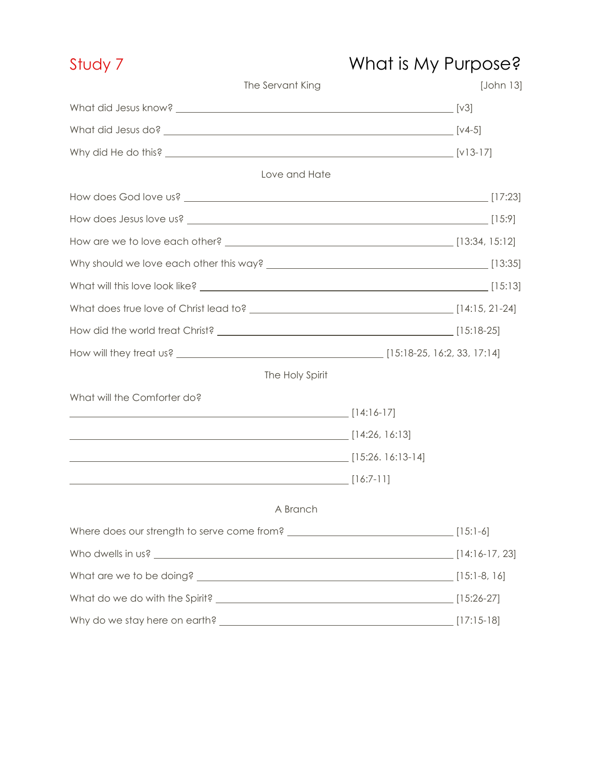# Study 7

# What is My Purpose?

## The Servant King [John 13]

What did Jesus know? ______________________________ [v3]

What did Jesus do? ______________________________ [v4-5]

Why did He do this? ______________________________ [v13-17]

## Love and Hate

How does God love us? ______________________________ [17:23]

How does Jesus love us? ______________________________ [15:9]

How are we to love each other? ______________________________ [13:34, 15:12]

Why should we love each other this way? ______________________________ [13:35]

What will this love look like? ______________________________ [15:13]

What does true love of Christ lead to? ______________________________ [14:15, 21-24]

How did the world treat Christ? ______________________________ [15:18-25]

How will they treat us? ______________________________ [15:18-25, 16:2, 33, 17:14]

## The Holy Spirit

What will the Comforter do?

______________________________ [14:16-17]

______________________________ [14:26, 16:13]

______________________________ [15:26. 16:13-14]

______________________________ [16:7-11]

## A Branch

Where does our strength to serve come from? ______________________________ [15:1-6]

Who dwells in us? ______________________________ [14:16-17, 23]

What are we to be doing? ______________________________ [15:1-8, 16]

What do we do with the Spirit? ______________________________ [15:26-27]

Why do we stay here on earth? ______________________________ [17:15-18]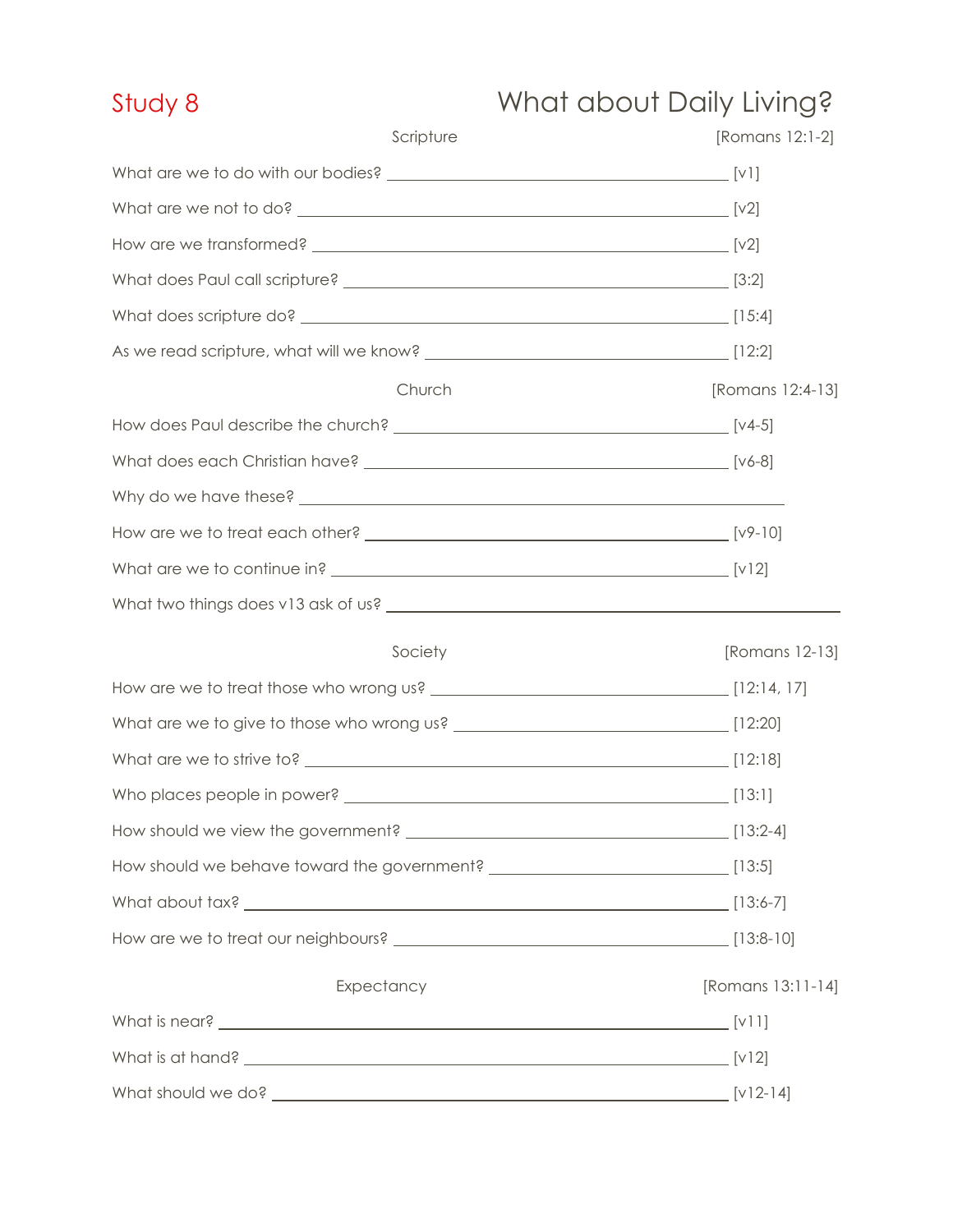# Study 8 — What about Daily Living?

## Scripture [Romans 12:1-2]

What are we to do with our bodies? ______________________________ [v1]

What are we not to do? ______________________________ [v2]

How are we transformed? ______________________________ [v2]

What does Paul call scripture? ______________________________ [3:2]

What does scripture do? ______________________________ [15:4]

As we read scripture, what will we know? ______________________________ [12:2]

## Church [Romans 12:4-13]

How does Paul describe the church? ______________________________ [v4-5]

What does each Christian have? ______________________________ [v6-8]

Why do we have these? ______________________________

How are we to treat each other? ______________________________ [v9-10]

What are we to continue in? ______________________________ [v12]

What two things does v13 ask of us? ______________________________

## Society [Romans 12-13]

How are we to treat those who wrong us? ______________________________ [12:14, 17]

What are we to give to those who wrong us? ______________________________ [12:20]

What are we to strive to? ______________________________ [12:18]

Who places people in power? ______________________________ [13:1]

How should we view the government? ______________________________ [13:2-4]

How should we behave toward the government? ______________________________ [13:5]

What about tax? ______________________________ [13:6-7]

How are we to treat our neighbours? ______________________________ [13:8-10]

## Expectancy [Romans 13:11-14]

What is near? ______________________________ [v11]

What is at hand? ______________________________ [v12]

What should we do? ______________________________ [v12-14]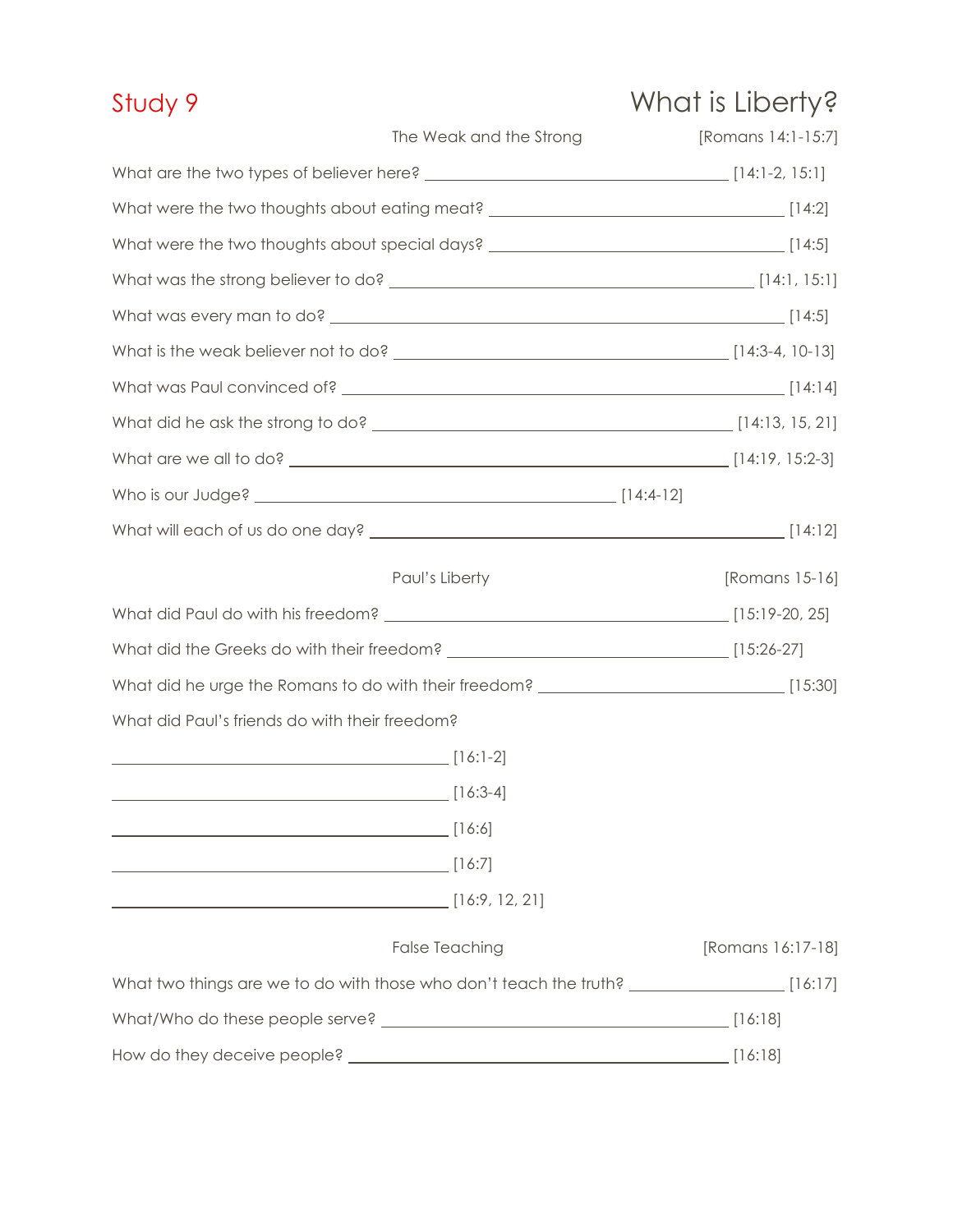# Study 9 — What is Liberty?

## The Weak and the Strong [Romans 14:1-15:7]

What are the two types of believer here? ______________________ [14:1-2, 15:1]

What were the two thoughts about eating meat? ______________________ [14:2]

What were the two thoughts about special days? ______________________ [14:5]

What was the strong believer to do? ______________________ [14:1, 15:1]

What was every man to do? ______________________ [14:5]

What is the weak believer not to do? ______________________ [14:3-4, 10-13]

What was Paul convinced of? ______________________ [14:14]

What did he ask the strong to do? ______________________ [14:13, 15, 21]

What are we all to do? ______________________ [14:19, 15:2-3]

Who is our Judge? ______________________ [14:4-12]

What will each of us do one day? ______________________ [14:12]

## Paul's Liberty [Romans 15-16]

What did Paul do with his freedom? ______________________ [15:19-20, 25]

What did the Greeks do with their freedom? ______________________ [15:26-27]

What did he urge the Romans to do with their freedom? ______________________ [15:30]

What did Paul's friends do with their freedom?

______________________ [16:1-2]

______________________ [16:3-4]

______________________ [16:6]

______________________ [16:7]

______________________ [16:9, 12, 21]

## False Teaching [Romans 16:17-18]

What two things are we to do with those who don't teach the truth? ______________________ [16:17]

What/Who do these people serve? ______________________ [16:18]

How do they deceive people? ______________________ [16:18]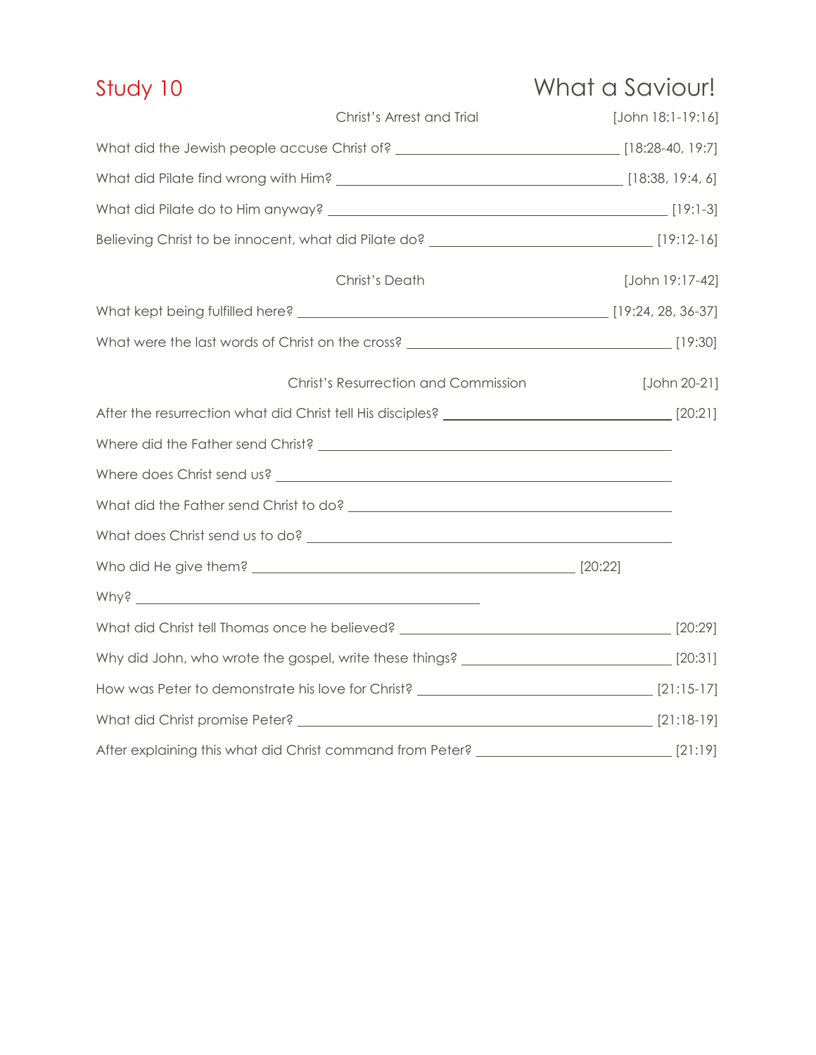# Study 10

# What a Saviour!

## Christ's Arrest and Trial [John 18:1-19:16]

What did the Jewish people accuse Christ of? ______________________________ [18:28-40, 19:7]

What did Pilate find wrong with Him? ______________________________ [18:38, 19:4, 6]

What did Pilate do to Him anyway? ______________________________ [19:1-3]

Believing Christ to be innocent, what did Pilate do? ______________________________ [19:12-16]

## Christ's Death [John 19:17-42]

What kept being fulfilled here? ______________________________ [19:24, 28, 36-37]

What were the last words of Christ on the cross? ______________________________ [19:30]

## Christ's Resurrection and Commission [John 20-21]

After the resurrection what did Christ tell His disciples? ______________________________ [20:21]

Where did the Father send Christ? ______________________________

Where does Christ send us? ______________________________

What did the Father send Christ to do? ______________________________

What does Christ send us to do? ______________________________

Who did He give them? ______________________________ [20:22]

Why? ______________________________

What did Christ tell Thomas once he believed? ______________________________ [20:29]

Why did John, who wrote the gospel, write these things? ______________________________ [20:31]

How was Peter to demonstrate his love for Christ? ______________________________ [21:15-17]

What did Christ promise Peter? ______________________________ [21:18-19]

After explaining this what did Christ command from Peter? ______________________________ [21:19]